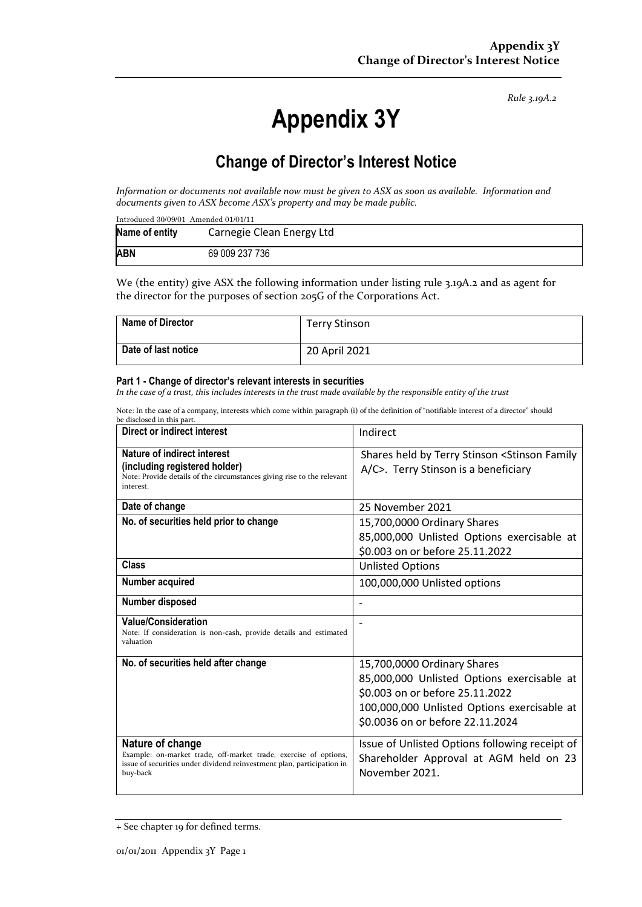*Rule 3.19A.2*

# Appendix 3Y

## Change of Director's Interest Notice

*Information or documents not available now must be given to ASX as soon as available. Information and documents given to ASX become ASX's property and may be made public.*

Introduced 30/09/01 Amended 01/01/11

| **Name of entity** | Carnegie Clean Energy Ltd |
|---|---|
| **ABN** | 69 009 237 736 |

We (the entity) give ASX the following information under listing rule 3.19A.2 and as agent for the director for the purposes of section 205G of the Corporations Act.

| **Name of Director** | Terry Stinson |
|---|---|
| **Date of last notice** | 20 April 2021 |

#### Part 1 - Change of director's relevant interests in securities

*In the case of a trust, this includes interests in the trust made available by the responsible entity of the trust*

Note: In the case of a company, interests which come within paragraph (i) of the definition of "notifiable interest of a director" should be disclosed in this part.

| **Direct or indirect interest** | Indirect |
|---|---|
| **Nature of indirect interest (including registered holder)**<br>Note: Provide details of the circumstances giving rise to the relevant interest. | Shares held by Terry Stinson <Stinson Family A/C>. Terry Stinson is a beneficiary |
| **Date of change** | 25 November 2021 |
| **No. of securities held prior to change** | 15,700,0000 Ordinary Shares<br>85,000,000 Unlisted Options exercisable at \$0.003 on or before 25.11.2022 |
| **Class** | Unlisted Options |
| **Number acquired** | 100,000,000 Unlisted options |
| **Number disposed** | - |
| **Value/Consideration**<br>Note: If consideration is non-cash, provide details and estimated valuation | - |
| **No. of securities held after change** | 15,700,0000 Ordinary Shares<br>85,000,000 Unlisted Options exercisable at \$0.003 on or before 25.11.2022<br>100,000,000 Unlisted Options exercisable at \$0.0036 on or before 22.11.2024 |
| **Nature of change**<br>Example: on-market trade, off-market trade, exercise of options, issue of securities under dividend reinvestment plan, participation in buy-back | Issue of Unlisted Options following receipt of Shareholder Approval at AGM held on 23 November 2021. |

+ See chapter 19 for defined terms.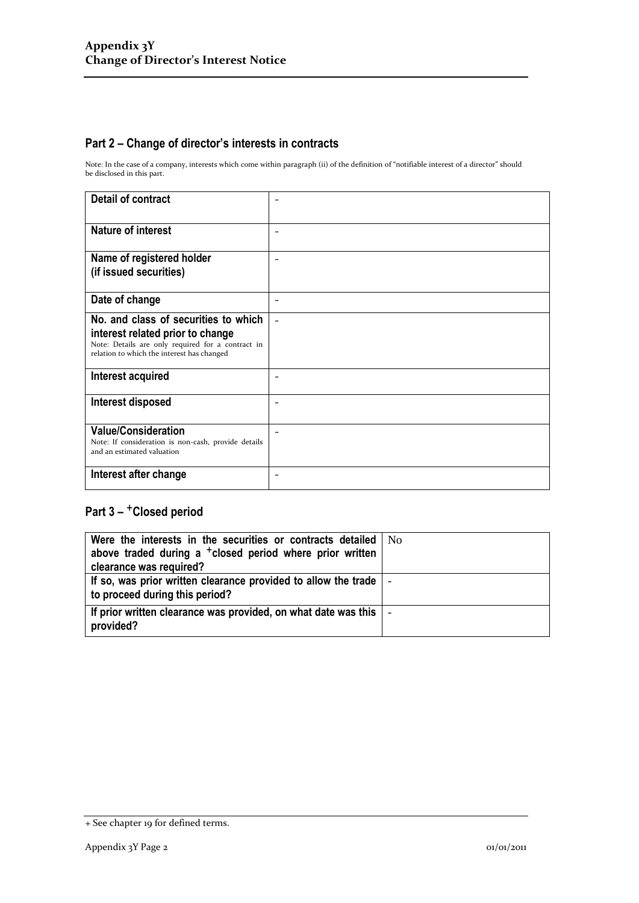## Part 2 – Change of director's interests in contracts

Note: In the case of a company, interests which come within paragraph (ii) of the definition of "notifiable interest of a director" should be disclosed in this part.

| | |
|---|---|
| **Detail of contract** | - |
| **Nature of interest** | - |
| **Name of registered holder (if issued securities)** | - |
| **Date of change** | - |
| **No. and class of securities to which interest related prior to change** Note: Details are only required for a contract in relation to which the interest has changed | - |
| **Interest acquired** | - |
| **Interest disposed** | - |
| **Value/Consideration** Note: If consideration is non-cash, provide details and an estimated valuation | - |
| **Interest after change** | - |

## Part 3 – +Closed period

| | |
|---|---|
| **Were the interests in the securities or contracts detailed above traded during a +closed period where prior written clearance was required?** | No |
| **If so, was prior written clearance provided to allow the trade to proceed during this period?** | - |
| **If prior written clearance was provided, on what date was this provided?** | - |

+ See chapter 19 for defined terms.